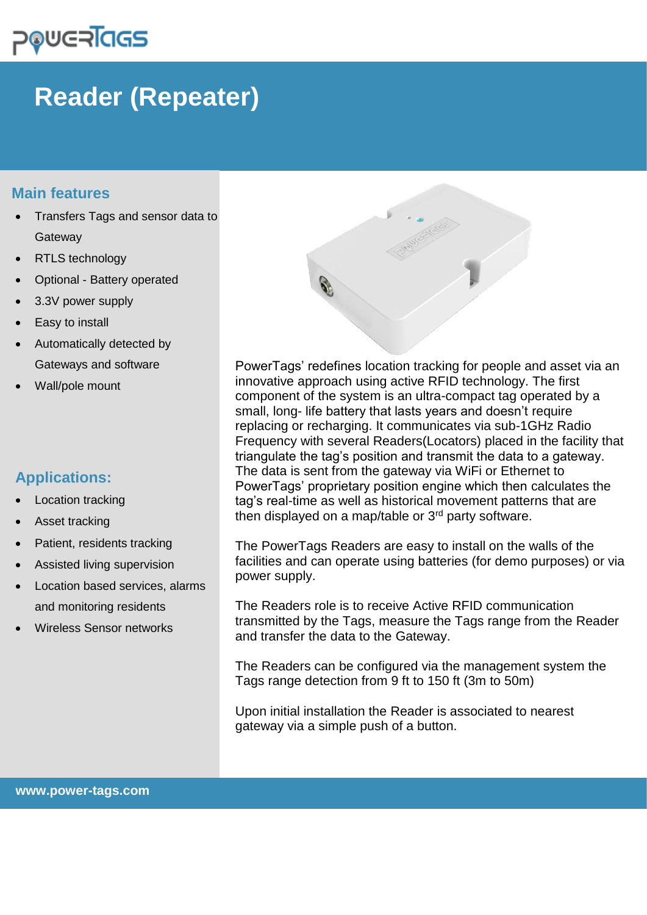# Reader (Repeater)

## Main features

- Transfers Tags and sensor data to Gateway
- RTLS technology
- Optional - Battery operated
- 3.3V power supply
- Easy to install
- Automatically detected by Gateways and software
- Wall/pole mount

## Applications:

- Location tracking
- Asset tracking
- Patient, residents tracking
- Assisted living supervision
- Location based services, alarms and monitoring residents
- Wireless Sensor networks

PowerTags' redefines location tracking for people and asset via an innovative approach using active RFID technology. The first component of the system is an ultra-compact tag operated by a small, long- life battery that lasts years and doesn't require replacing or recharging. It communicates via sub-1GHz Radio Frequency with several Readers(Locators) placed in the facility that triangulate the tag's position and transmit the data to a gateway. The data is sent from the gateway via WiFi or Ethernet to PowerTags' proprietary position engine which then calculates the tag's real-time as well as historical movement patterns that are then displayed on a map/table or 3rd party software.

The PowerTags Readers are easy to install on the walls of the facilities and can operate using batteries (for demo purposes) or via power supply.

The Readers role is to receive Active RFID communication transmitted by the Tags, measure the Tags range from the Reader and transfer the data to the Gateway.

The Readers can be configured via the management system the Tags range detection from 9 ft to 150 ft (3m to 50m)

Upon initial installation the Reader is associated to nearest gateway via a simple push of a button.

www.power-tags.com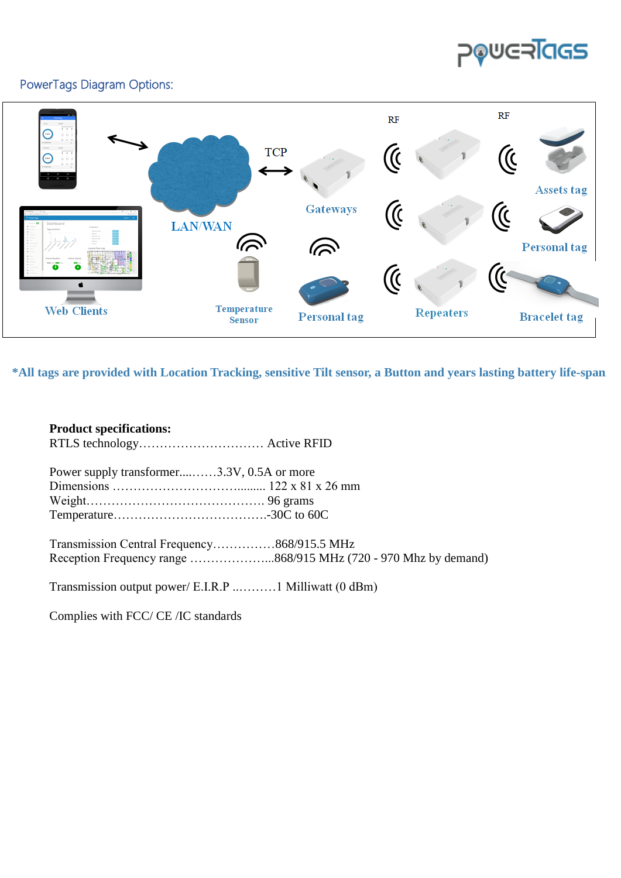PowerTags Diagram Options:

TCP

LAN/WAN

Web Clients

Gateways

RF

RF

Assets tag

Personal tag

Temperature Sensor

Personal tag

Repeaters

Bracelet tag

***All tags are provided with Location Tracking, sensitive Tilt sensor, a Button and years lasting battery life-span**

**Product specifications:**

RTLS technology………………………… Active RFID

Power supply transformer....……3.3V, 0.5A or more
Dimensions ……………………….......... 122 x 81 x 26 mm
Weight……………………………………. 96 grams
Temperature……………………………….-30C to 60C

Transmission Central Frequency……………868/915.5 MHz
Reception Frequency range ………………...868/915 MHz (720 - 970 Mhz by demand)

Transmission output power/ E.I.R.P ...………1 Milliwatt (0 dBm)

Complies with FCC/ CE /IC standards